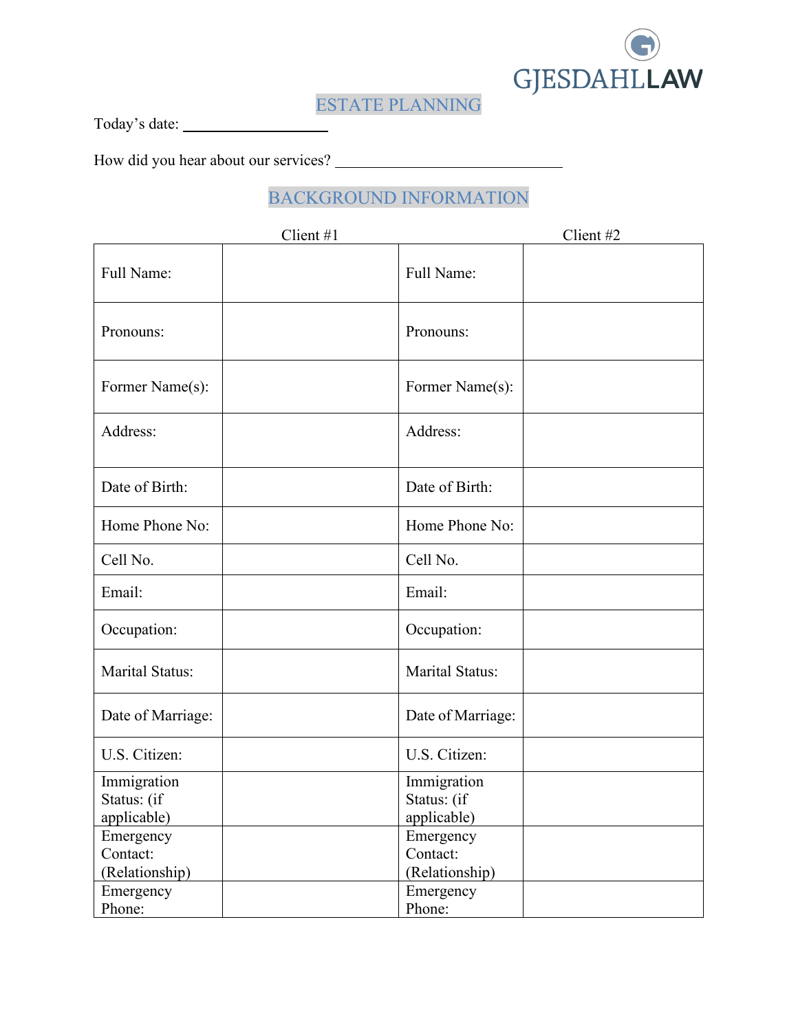GJESDAHL LAW

# ESTATE PLANNING

Today's date: ___________________

How did you hear about our services? ______________________________

## BACKGROUND INFORMATION

| Client #1 | | Client #2 | |
|---|---|---|---|
| Full Name: | | Full Name: | |
| Pronouns: | | Pronouns: | |
| Former Name(s): | | Former Name(s): | |
| Address: | | Address: | |
| Date of Birth: | | Date of Birth: | |
| Home Phone No: | | Home Phone No: | |
| Cell No. | | Cell No. | |
| Email: | | Email: | |
| Occupation: | | Occupation: | |
| Marital Status: | | Marital Status: | |
| Date of Marriage: | | Date of Marriage: | |
| U.S. Citizen: | | U.S. Citizen: | |
| Immigration Status: (if applicable) | | Immigration Status: (if applicable) | |
| Emergency Contact: (Relationship) | | Emergency Contact: (Relationship) | |
| Emergency Phone: | | Emergency Phone: | |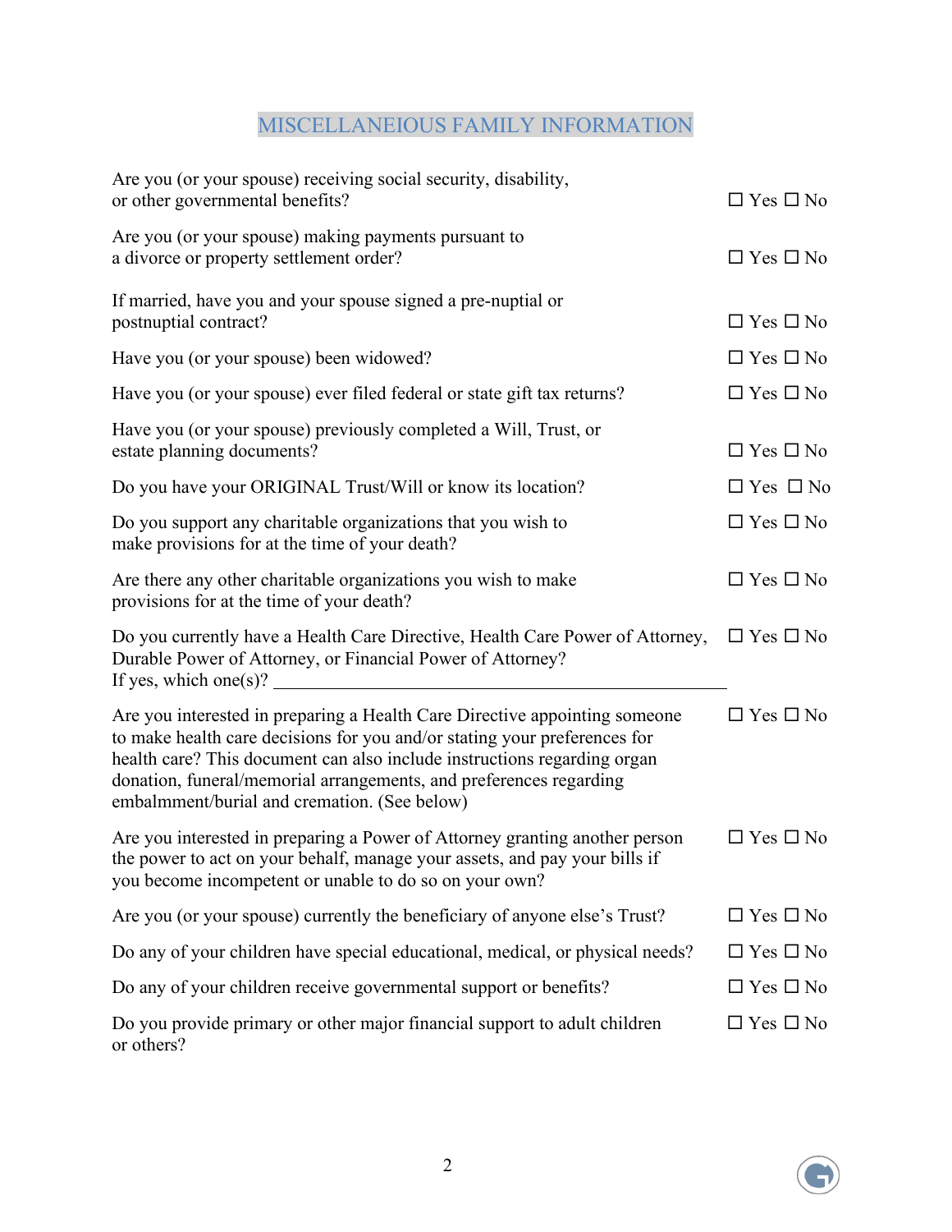# MISCELLANEIOUS FAMILY INFORMATION

Are you (or your spouse) receiving social security, disability, or other governmental benefits? ☐ Yes ☐ No

Are you (or your spouse) making payments pursuant to a divorce or property settlement order? ☐ Yes ☐ No

If married, have you and your spouse signed a pre-nuptial or postnuptial contract? ☐ Yes ☐ No

Have you (or your spouse) been widowed? ☐ Yes ☐ No

Have you (or your spouse) ever filed federal or state gift tax returns? ☐ Yes ☐ No

Have you (or your spouse) previously completed a Will, Trust, or estate planning documents? ☐ Yes ☐ No

Do you have your ORIGINAL Trust/Will or know its location? ☐ Yes ☐ No

Do you support any charitable organizations that you wish to make provisions for at the time of your death? ☐ Yes ☐ No

Are there any other charitable organizations you wish to make provisions for at the time of your death? ☐ Yes ☐ No

Do you currently have a Health Care Directive, Health Care Power of Attorney, Durable Power of Attorney, or Financial Power of Attorney? ☐ Yes ☐ No
If yes, which one(s)? ________________________________________________

Are you interested in preparing a Health Care Directive appointing someone to make health care decisions for you and/or stating your preferences for health care? This document can also include instructions regarding organ donation, funeral/memorial arrangements, and preferences regarding embalmment/burial and cremation. (See below) ☐ Yes ☐ No

Are you interested in preparing a Power of Attorney granting another person the power to act on your behalf, manage your assets, and pay your bills if you become incompetent or unable to do so on your own? ☐ Yes ☐ No

Are you (or your spouse) currently the beneficiary of anyone else's Trust? ☐ Yes ☐ No

Do any of your children have special educational, medical, or physical needs? ☐ Yes ☐ No

Do any of your children receive governmental support or benefits? ☐ Yes ☐ No

Do you provide primary or other major financial support to adult children or others? ☐ Yes ☐ No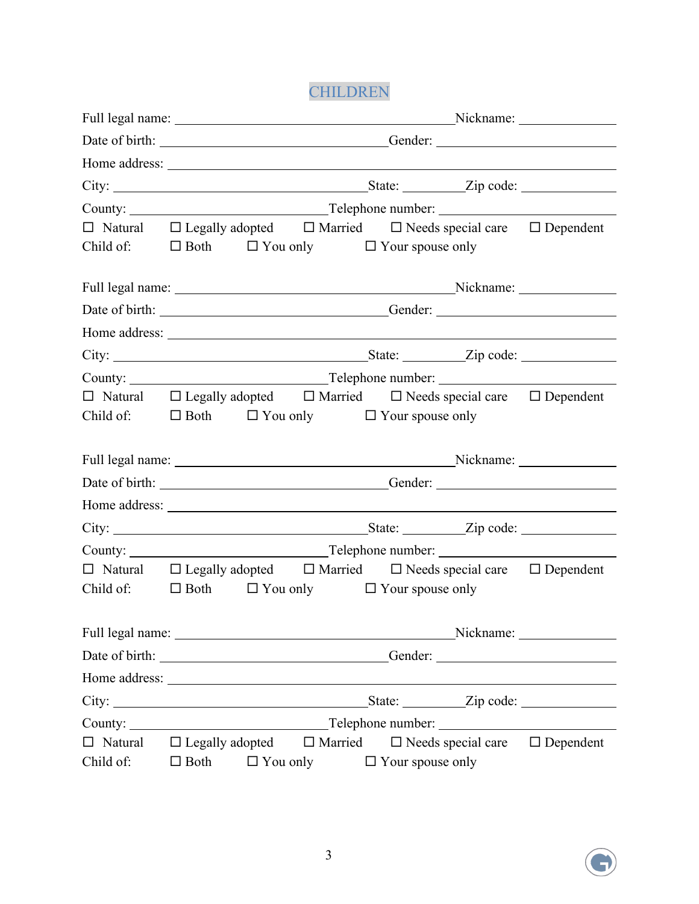## CHILDREN

Full legal name: ______________________________________ Nickname: ____________

Date of birth: ______________________________ Gender: ________________________

Home address: ____________________________________________________________

City: __________________________________ State: ________ Zip code: ____________

County: __________________________ Telephone number: ______________________

☐ Natural ☐ Legally adopted ☐ Married ☐ Needs special care ☐ Dependent

Child of: ☐ Both ☐ You only ☐ Your spouse only

Full legal name: ______________________________________ Nickname: ____________

Date of birth: ______________________________ Gender: ________________________

Home address: ____________________________________________________________

City: __________________________________ State: ________ Zip code: ____________

County: __________________________ Telephone number: ______________________

☐ Natural ☐ Legally adopted ☐ Married ☐ Needs special care ☐ Dependent

Child of: ☐ Both ☐ You only ☐ Your spouse only

Full legal name: ______________________________________ Nickname: ____________

Date of birth: ______________________________ Gender: ________________________

Home address: ____________________________________________________________

City: __________________________________ State: ________ Zip code: ____________

County: __________________________ Telephone number: ______________________

☐ Natural ☐ Legally adopted ☐ Married ☐ Needs special care ☐ Dependent

Child of: ☐ Both ☐ You only ☐ Your spouse only

Full legal name: ______________________________________ Nickname: ____________

Date of birth: ______________________________ Gender: ________________________

Home address: ____________________________________________________________

City: __________________________________ State: ________ Zip code: ____________

County: __________________________ Telephone number: ______________________

☐ Natural ☐ Legally adopted ☐ Married ☐ Needs special care ☐ Dependent

Child of: ☐ Both ☐ You only ☐ Your spouse only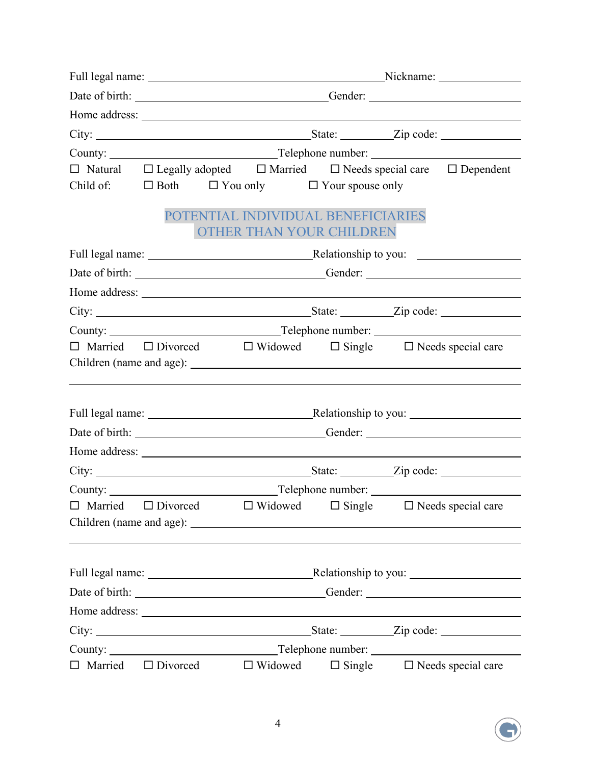Full legal name: ______________________________ Nickname: ____________

Date of birth: ____________________________ Gender: ________________________

Home address: ______________________________________________________________

City: ________________________________ State: __________ Zip code: ____________

County: ________________________ Telephone number: ________________________

☐ Natural ☐ Legally adopted ☐ Married ☐ Needs special care ☐ Dependent

Child of: ☐ Both ☐ You only ☐ Your spouse only

## POTENTIAL INDIVIDUAL BENEFICIARIES OTHER THAN YOUR CHILDREN

Full legal name: ________________________ Relationship to you: ________________

Date of birth: ____________________________ Gender: ________________________

Home address: ______________________________________________________________

City: ________________________________ State: __________ Zip code: ____________

County: ________________________ Telephone number: ________________________

☐ Married ☐ Divorced ☐ Widowed ☐ Single ☐ Needs special care

Children (name and age): ____________________________________________________

_____________________________________________________________________________

Full legal name: ________________________ Relationship to you: ________________

Date of birth: ____________________________ Gender: ________________________

Home address: ______________________________________________________________

City: ________________________________ State: __________ Zip code: ____________

County: ________________________ Telephone number: ________________________

☐ Married ☐ Divorced ☐ Widowed ☐ Single ☐ Needs special care

Children (name and age): ____________________________________________________

_____________________________________________________________________________

Full legal name: ________________________ Relationship to you: ________________

Date of birth: ____________________________ Gender: ________________________

Home address: ______________________________________________________________

City: ________________________________ State: __________ Zip code: ____________

County: ________________________ Telephone number: ________________________

☐ Married ☐ Divorced ☐ Widowed ☐ Single ☐ Needs special care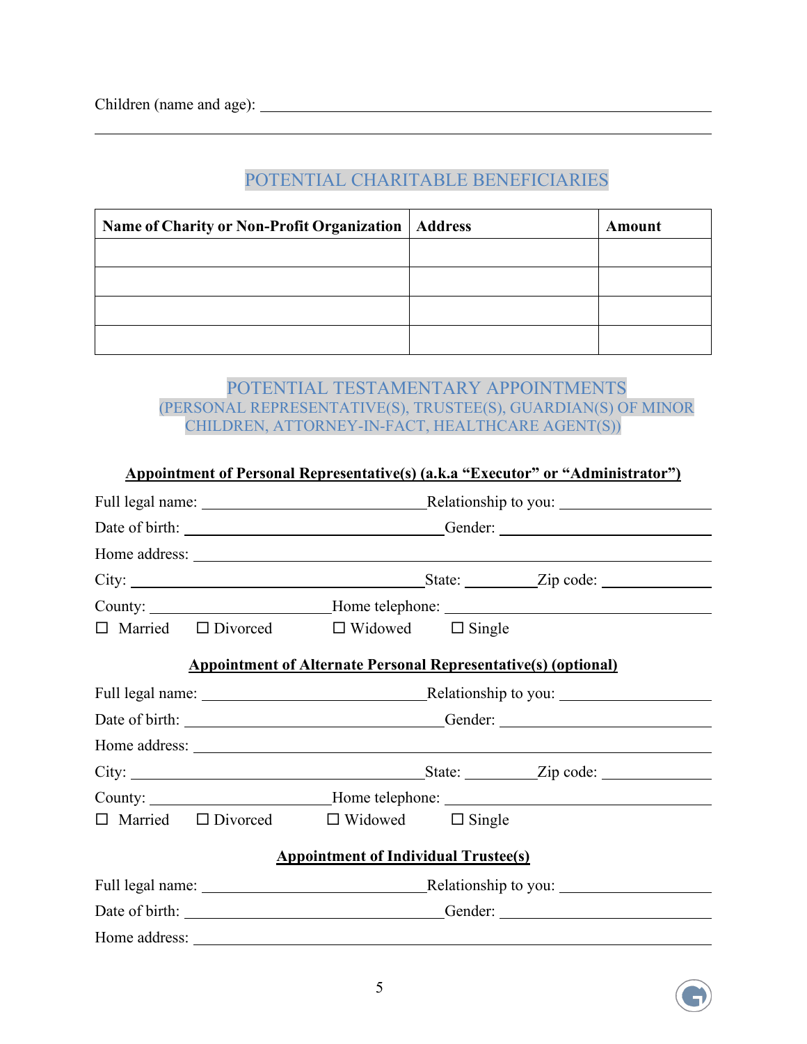Children (name and age): ______________________________________________

______________________________________________________________

## POTENTIAL CHARITABLE BENEFICIARIES

| Name of Charity or Non-Profit Organization | Address | Amount |
|---|---|---|
| | | |
| | | |
| | | |
| | | |

## POTENTIAL TESTAMENTARY APPOINTMENTS
### (PERSONAL REPRESENTATIVE(S), TRUSTEE(S), GUARDIAN(S) OF MINOR CHILDREN, ATTORNEY-IN-FACT, HEALTHCARE AGENT(S))

**Appointment of Personal Representative(s) (a.k.a "Executor" or "Administrator")**

Full legal name: ______________________ Relationship to you: ______________

Date of birth: ________________________ Gender: ______________________

Home address: ______________________________________________________

City: ______________________________ State: ________ Zip code: __________

County: __________________ Home telephone: ____________________________

☐ Married ☐ Divorced ☐ Widowed ☐ Single

**Appointment of Alternate Personal Representative(s) (optional)**

Full legal name: ______________________ Relationship to you: ______________

Date of birth: ________________________ Gender: ______________________

Home address: ______________________________________________________

City: ______________________________ State: ________ Zip code: __________

County: __________________ Home telephone: ____________________________

☐ Married ☐ Divorced ☐ Widowed ☐ Single

**Appointment of Individual Trustee(s)**

Full legal name: ______________________ Relationship to you: ______________

Date of birth: ________________________ Gender: ______________________

Home address: ______________________________________________________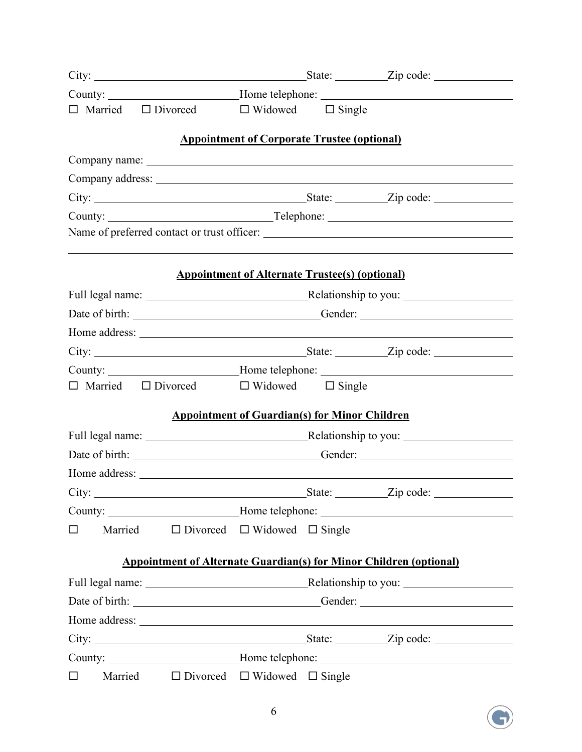City: ________________________ State: __________ Zip code: ______________

County: ______________________ Home telephone: ______________________

☐ Married ☐ Divorced ☐ Widowed ☐ Single

**<u>Appointment of Corporate Trustee (optional)</u>**

Company name: ________________________________________________

Company address: ______________________________________________

City: ________________________ State: __________ Zip code: ______________

County: ______________________ Telephone: ______________________

Name of preferred contact or trust officer: ______________________________

______________________________________________________________

**<u>Appointment of Alternate Trustee(s) (optional)</u>**

Full legal name: ________________________ Relationship to you: ______________

Date of birth: __________________________ Gender: ______________________

Home address: _________________________________________________

City: ________________________ State: __________ Zip code: ______________

County: ______________________ Home telephone: ______________________

☐ Married ☐ Divorced ☐ Widowed ☐ Single

**<u>Appointment of Guardian(s) for Minor Children</u>**

Full legal name: ________________________ Relationship to you: ______________

Date of birth: __________________________ Gender: ______________________

Home address: _________________________________________________

City: ________________________ State: __________ Zip code: ______________

County: ______________________ Home telephone: ______________________

☐ Married ☐ Divorced ☐ Widowed ☐ Single

**<u>Appointment of Alternate Guardian(s) for Minor Children (optional)</u>**

Full legal name: ________________________ Relationship to you: ______________

Date of birth: __________________________ Gender: ______________________

Home address: _________________________________________________

City: ________________________ State: __________ Zip code: ______________

County: ______________________ Home telephone: ______________________

☐ Married ☐ Divorced ☐ Widowed ☐ Single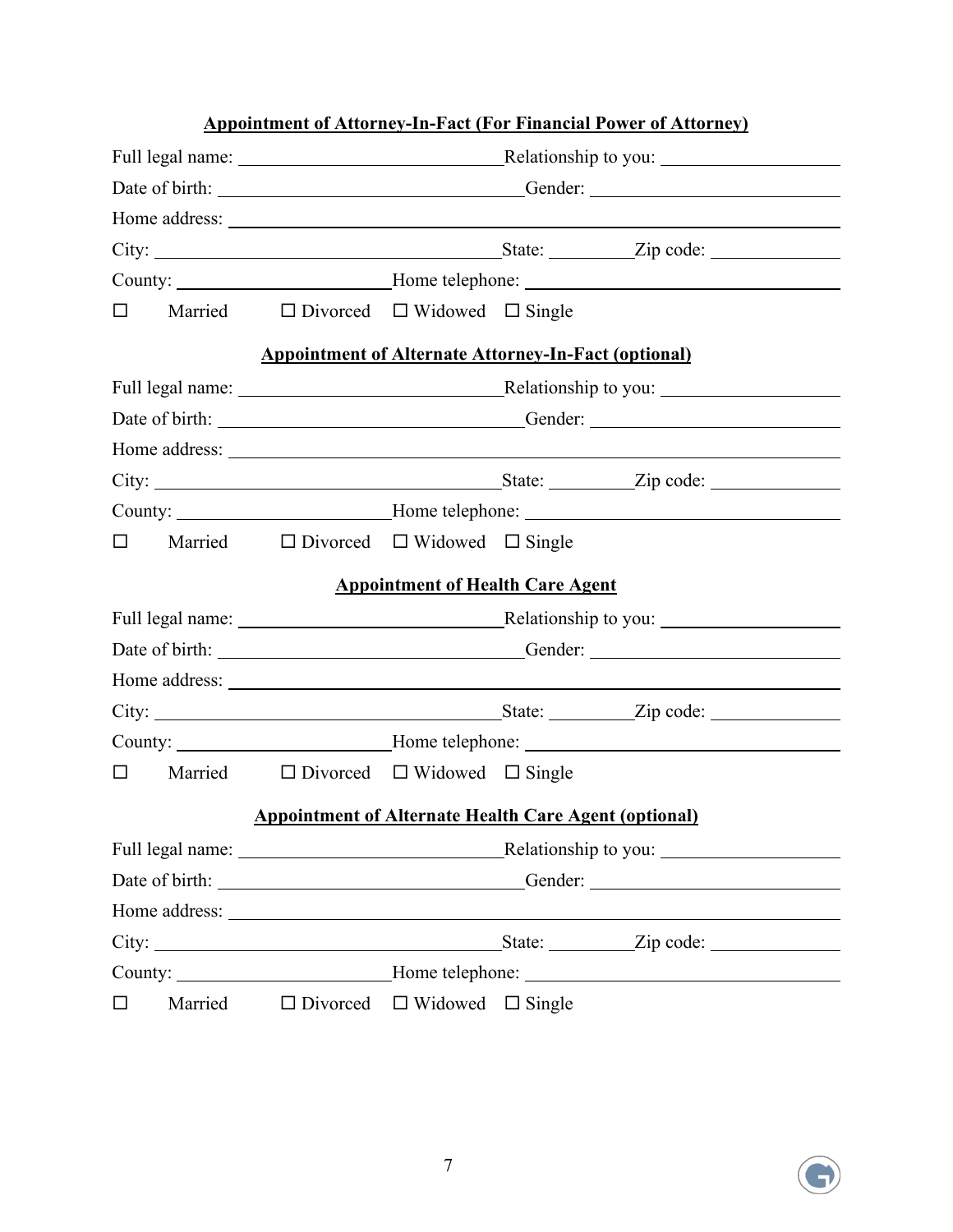**Appointment of Attorney-In-Fact (For Financial Power of Attorney)**

Full legal name: ______________________________ Relationship to you: ____________________

Date of birth: __________________________________ Gender: __________________________

Home address: _____________________________________________________________________

City: ______________________________________ State: _________ Zip code: ______________

County: ________________________ Home telephone: ___________________________________

☐ Married ☐ Divorced ☐ Widowed ☐ Single

**Appointment of Alternate Attorney-In-Fact (optional)**

Full legal name: ______________________________ Relationship to you: ____________________

Date of birth: __________________________________ Gender: __________________________

Home address: _____________________________________________________________________

City: ______________________________________ State: _________ Zip code: ______________

County: ________________________ Home telephone: ___________________________________

☐ Married ☐ Divorced ☐ Widowed ☐ Single

**Appointment of Health Care Agent**

Full legal name: ______________________________ Relationship to you: ____________________

Date of birth: __________________________________ Gender: __________________________

Home address: _____________________________________________________________________

City: ______________________________________ State: _________ Zip code: ______________

County: ________________________ Home telephone: ___________________________________

☐ Married ☐ Divorced ☐ Widowed ☐ Single

**Appointment of Alternate Health Care Agent (optional)**

Full legal name: ______________________________ Relationship to you: ____________________

Date of birth: __________________________________ Gender: __________________________

Home address: _____________________________________________________________________

City: ______________________________________ State: _________ Zip code: ______________

County: ________________________ Home telephone: ___________________________________

☐ Married ☐ Divorced ☐ Widowed ☐ Single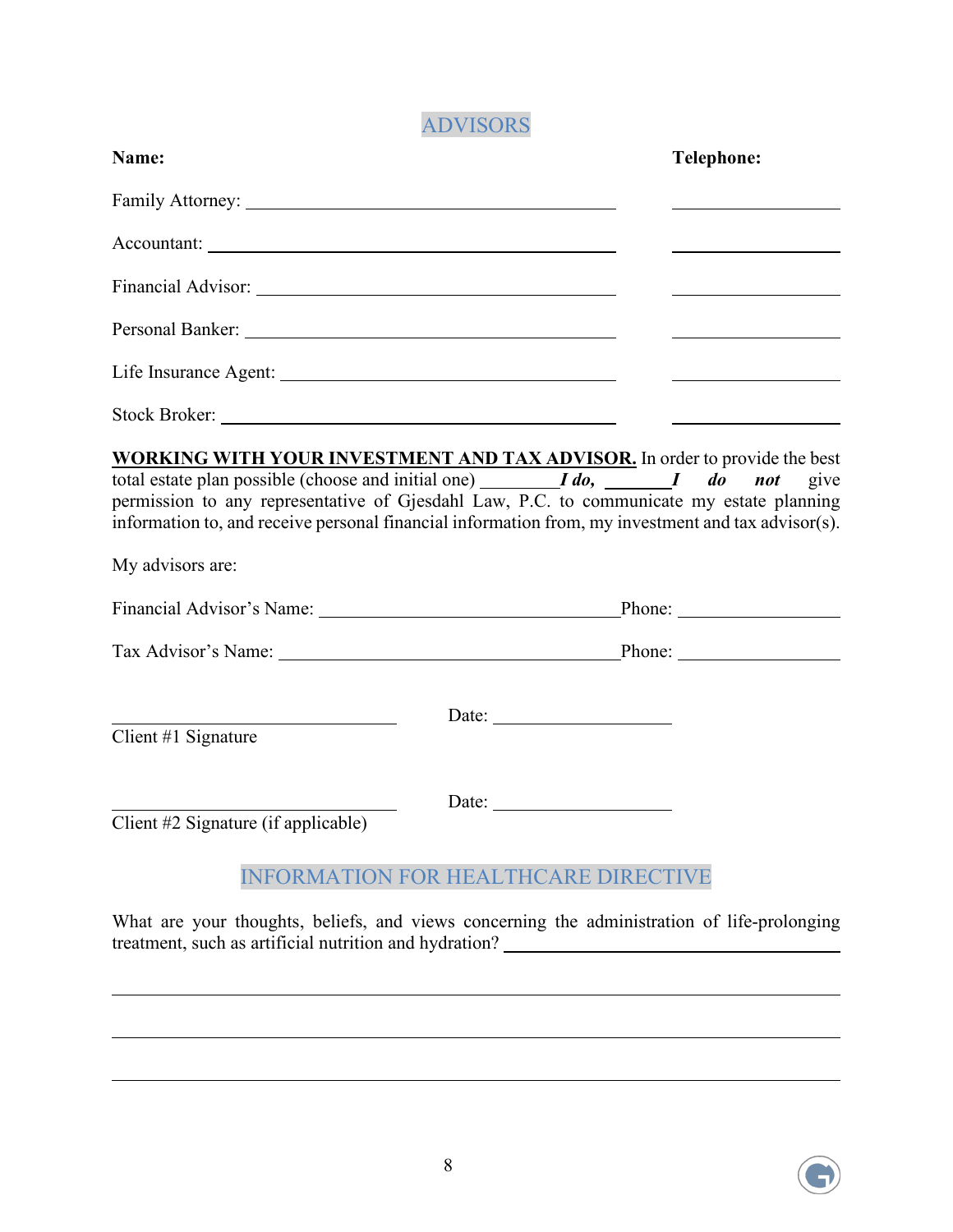## ADVISORS

| Name: | Telephone: |
|---|---|
| Family Attorney: ______________________________ | ______________ |
| Accountant: ______________________________ | ______________ |
| Financial Advisor: ______________________________ | ______________ |
| Personal Banker: ______________________________ | ______________ |
| Life Insurance Agent: ______________________________ | ______________ |
| Stock Broker: ______________________________ | ______________ |

**WORKING WITH YOUR INVESTMENT AND TAX ADVISOR.** In order to provide the best total estate plan possible (choose and initial one) _________***I do,*** _______***I do not*** give permission to any representative of Gjesdahl Law, P.C. to communicate my estate planning information to, and receive personal financial information from, my investment and tax advisor(s).

My advisors are:

Financial Advisor's Name: ______________________________ Phone: ______________

Tax Advisor's Name: ______________________________ Phone: ______________

______________________________ Date: ______________
Client #1 Signature

______________________________ Date: ______________
Client #2 Signature (if applicable)

## INFORMATION FOR HEALTHCARE DIRECTIVE

What are your thoughts, beliefs, and views concerning the administration of life-prolonging treatment, such as artificial nutrition and hydration? ______________________________

______________________________________________________________________

______________________________________________________________________

______________________________________________________________________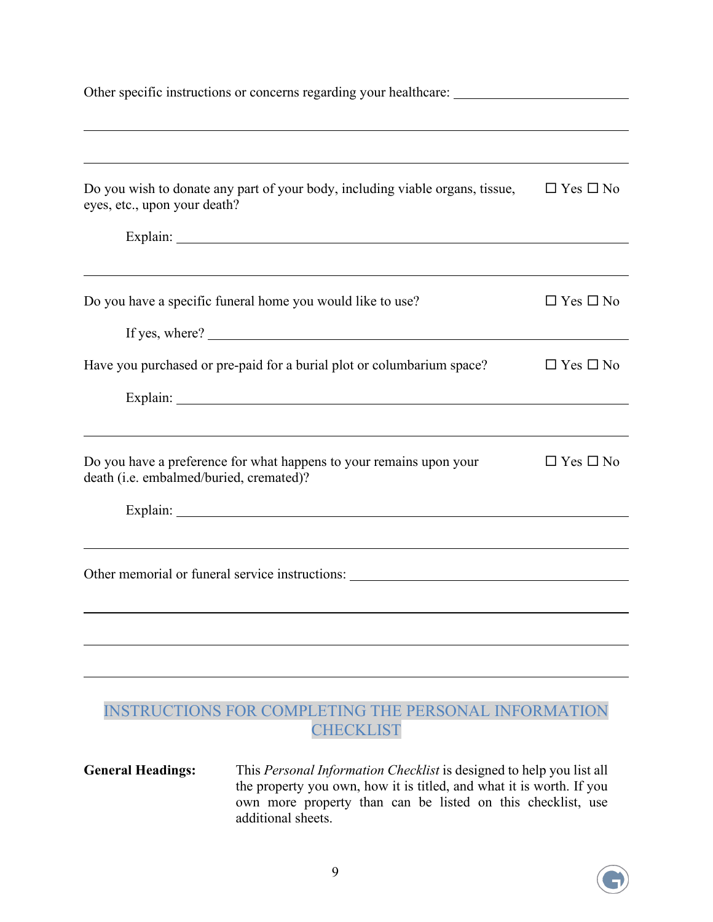Other specific instructions or concerns regarding your healthcare: ____________________

______________________________________________________________________

______________________________________________________________________

Do you wish to donate any part of your body, including viable organs, tissue, eyes, etc., upon your death? ☐ Yes ☐ No

Explain: ______________________________________________________________

______________________________________________________________________

Do you have a specific funeral home you would like to use? ☐ Yes ☐ No

If yes, where? __________________________________________________________

Have you purchased or pre-paid for a burial plot or columbarium space? ☐ Yes ☐ No

Explain: ______________________________________________________________

______________________________________________________________________

Do you have a preference for what happens to your remains upon your death (i.e. embalmed/buried, cremated)? ☐ Yes ☐ No

Explain: ______________________________________________________________

______________________________________________________________________

Other memorial or funeral service instructions: ______________________________

______________________________________________________________________

______________________________________________________________________

______________________________________________________________________

## INSTRUCTIONS FOR COMPLETING THE PERSONAL INFORMATION CHECKLIST

**General Headings:** This *Personal Information Checklist* is designed to help you list all the property you own, how it is titled, and what it is worth. If you own more property than can be listed on this checklist, use additional sheets.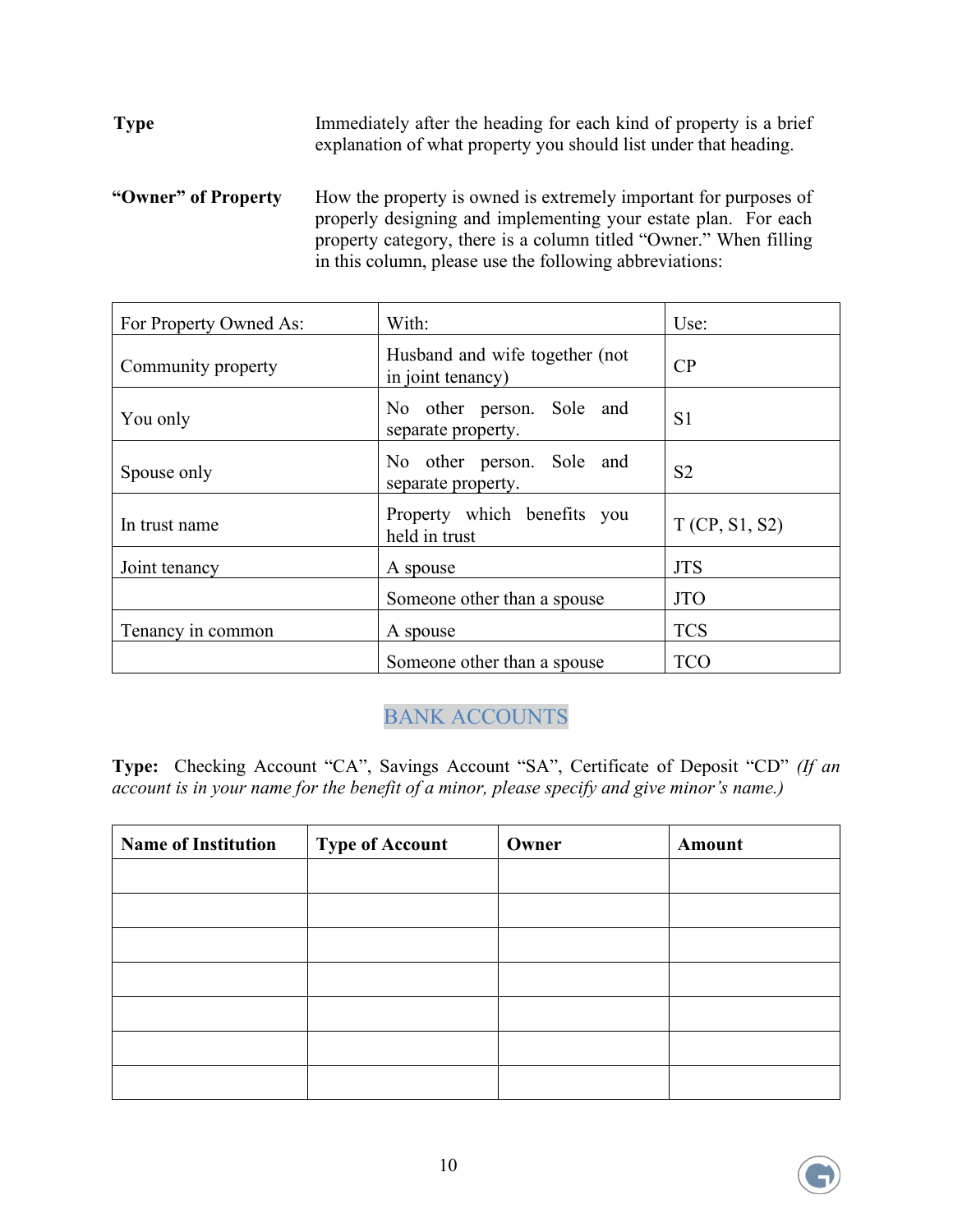**Type** Immediately after the heading for each kind of property is a brief explanation of what property you should list under that heading.

**"Owner" of Property** How the property is owned is extremely important for purposes of properly designing and implementing your estate plan. For each property category, there is a column titled "Owner." When filling in this column, please use the following abbreviations:

| For Property Owned As: | With: | Use: |
|---|---|---|
| Community property | Husband and wife together (not in joint tenancy) | CP |
| You only | No other person. Sole and separate property. | S1 |
| Spouse only | No other person. Sole and separate property. | S2 |
| In trust name | Property which benefits you held in trust | T (CP, S1, S2) |
| Joint tenancy | A spouse | JTS |
| | Someone other than a spouse | JTO |
| Tenancy in common | A spouse | TCS |
| | Someone other than a spouse | TCO |

## BANK ACCOUNTS

**Type:** Checking Account "CA", Savings Account "SA", Certificate of Deposit "CD" *(If an account is in your name for the benefit of a minor, please specify and give minor's name.)*

| Name of Institution | Type of Account | Owner | Amount |
|---|---|---|---|
| | | | |
| | | | |
| | | | |
| | | | |
| | | | |
| | | | |
| | | | |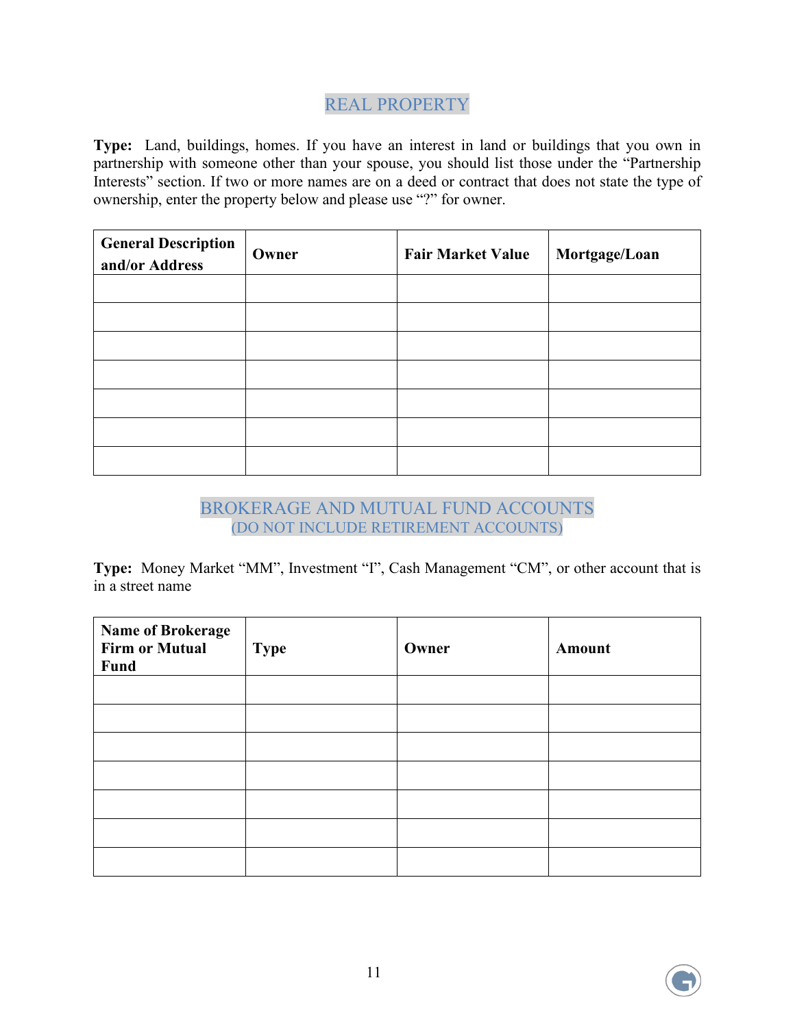## REAL PROPERTY

**Type:** Land, buildings, homes. If you have an interest in land or buildings that you own in partnership with someone other than your spouse, you should list those under the "Partnership Interests" section. If two or more names are on a deed or contract that does not state the type of ownership, enter the property below and please use "?" for owner.

| General Description and/or Address | Owner | Fair Market Value | Mortgage/Loan |
|---|---|---|---|
| | | | |
| | | | |
| | | | |
| | | | |
| | | | |
| | | | |
| | | | |

## BROKERAGE AND MUTUAL FUND ACCOUNTS
### (DO NOT INCLUDE RETIREMENT ACCOUNTS)

**Type:** Money Market "MM", Investment "I", Cash Management "CM", or other account that is in a street name

| Name of Brokerage Firm or Mutual Fund | Type | Owner | Amount |
|---|---|---|---|
| | | | |
| | | | |
| | | | |
| | | | |
| | | | |
| | | | |
| | | | |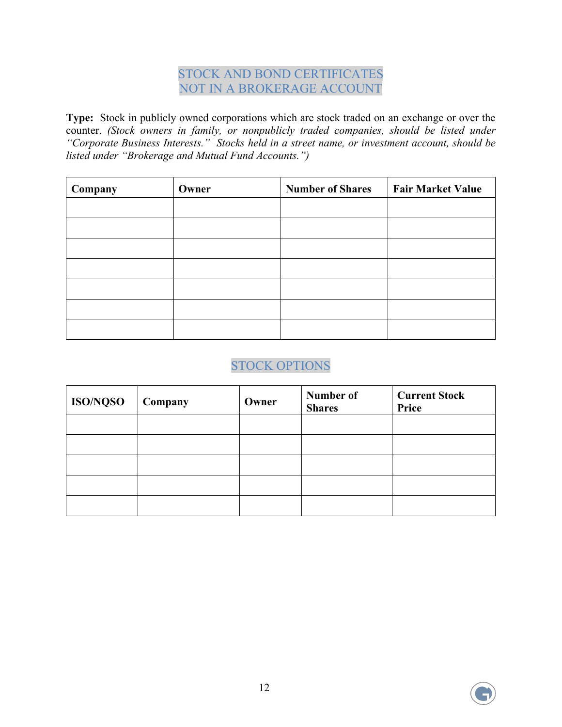## STOCK AND BOND CERTIFICATES NOT IN A BROKERAGE ACCOUNT

**Type:** Stock in publicly owned corporations which are stock traded on an exchange or over the counter. *(Stock owners in family, or nonpublicly traded companies, should be listed under "Corporate Business Interests." Stocks held in a street name, or investment account, should be listed under "Brokerage and Mutual Fund Accounts.")*

| Company | Owner | Number of Shares | Fair Market Value |
|---|---|---|---|
| | | | |
| | | | |
| | | | |
| | | | |
| | | | |
| | | | |
| | | | |

## STOCK OPTIONS

| ISO/NQSO | Company | Owner | Number of Shares | Current Stock Price |
|---|---|---|---|---|
| | | | | |
| | | | | |
| | | | | |
| | | | | |
| | | | | |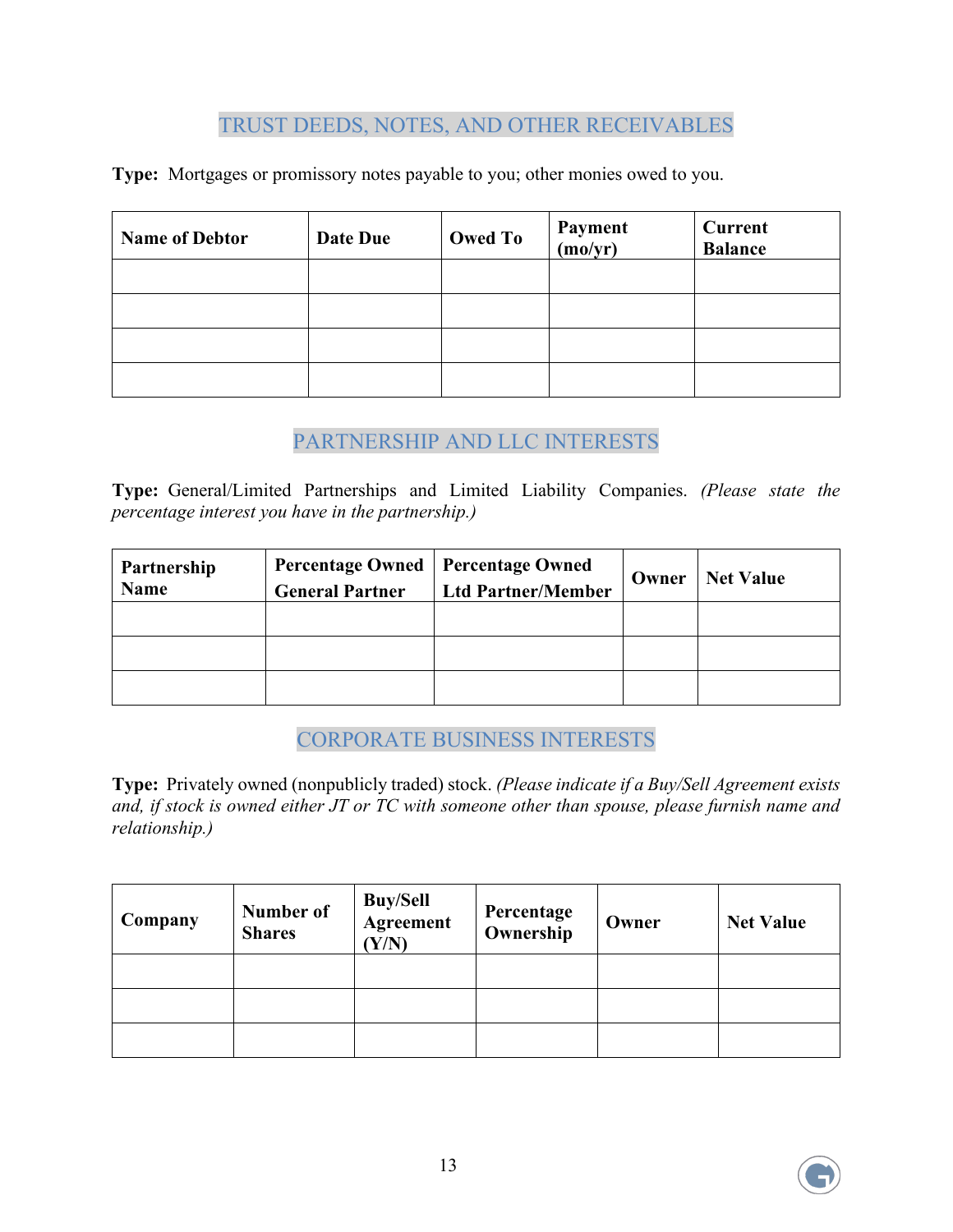## TRUST DEEDS, NOTES, AND OTHER RECEIVABLES

**Type:** Mortgages or promissory notes payable to you; other monies owed to you.

| Name of Debtor | Date Due | Owed To | Payment (mo/yr) | Current Balance |
|---|---|---|---|---|
| | | | | |
| | | | | |
| | | | | |
| | | | | |

## PARTNERSHIP AND LLC INTERESTS

**Type:** General/Limited Partnerships and Limited Liability Companies. *(Please state the percentage interest you have in the partnership.)*

| Partnership Name | Percentage Owned General Partner | Percentage Owned Ltd Partner/Member | Owner | Net Value |
|---|---|---|---|---|
| | | | | |
| | | | | |
| | | | | |

## CORPORATE BUSINESS INTERESTS

**Type:** Privately owned (nonpublicly traded) stock. *(Please indicate if a Buy/Sell Agreement exists and, if stock is owned either JT or TC with someone other than spouse, please furnish name and relationship.)*

| Company | Number of Shares | Buy/Sell Agreement (Y/N) | Percentage Ownership | Owner | Net Value |
|---|---|---|---|---|---|
| | | | | | |
| | | | | | |
| | | | | | |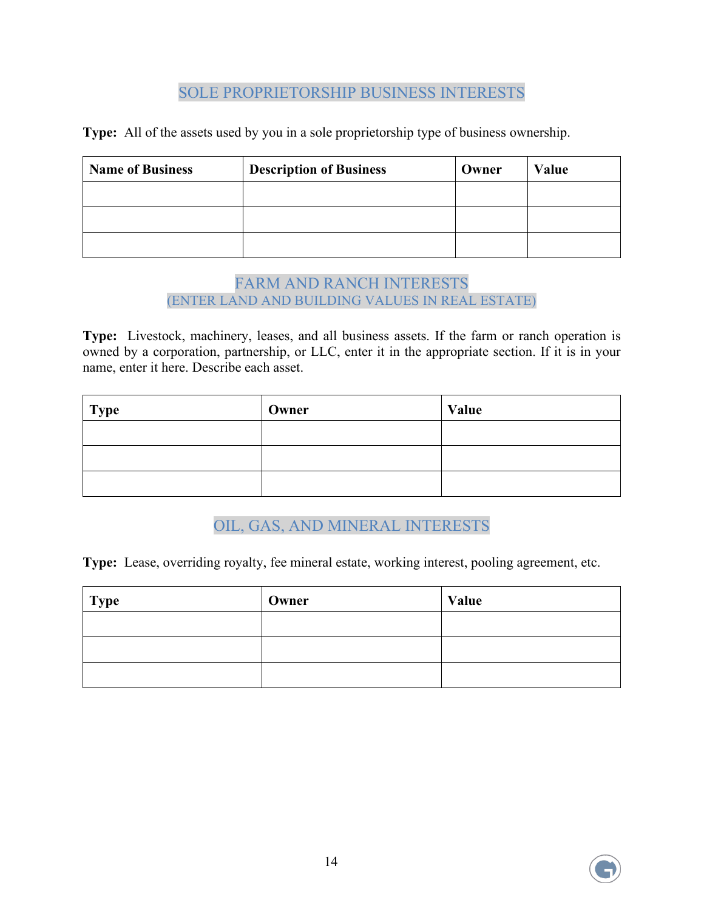## SOLE PROPRIETORSHIP BUSINESS INTERESTS

**Type:** All of the assets used by you in a sole proprietorship type of business ownership.

| Name of Business | Description of Business | Owner | Value |
|---|---|---|---|
| | | | |
| | | | |
| | | | |

## FARM AND RANCH INTERESTS
### (ENTER LAND AND BUILDING VALUES IN REAL ESTATE)

**Type:** Livestock, machinery, leases, and all business assets. If the farm or ranch operation is owned by a corporation, partnership, or LLC, enter it in the appropriate section. If it is in your name, enter it here. Describe each asset.

| Type | Owner | Value |
|---|---|---|
| | | |
| | | |
| | | |

## OIL, GAS, AND MINERAL INTERESTS

**Type:** Lease, overriding royalty, fee mineral estate, working interest, pooling agreement, etc.

| Type | Owner | Value |
|---|---|---|
| | | |
| | | |
| | | |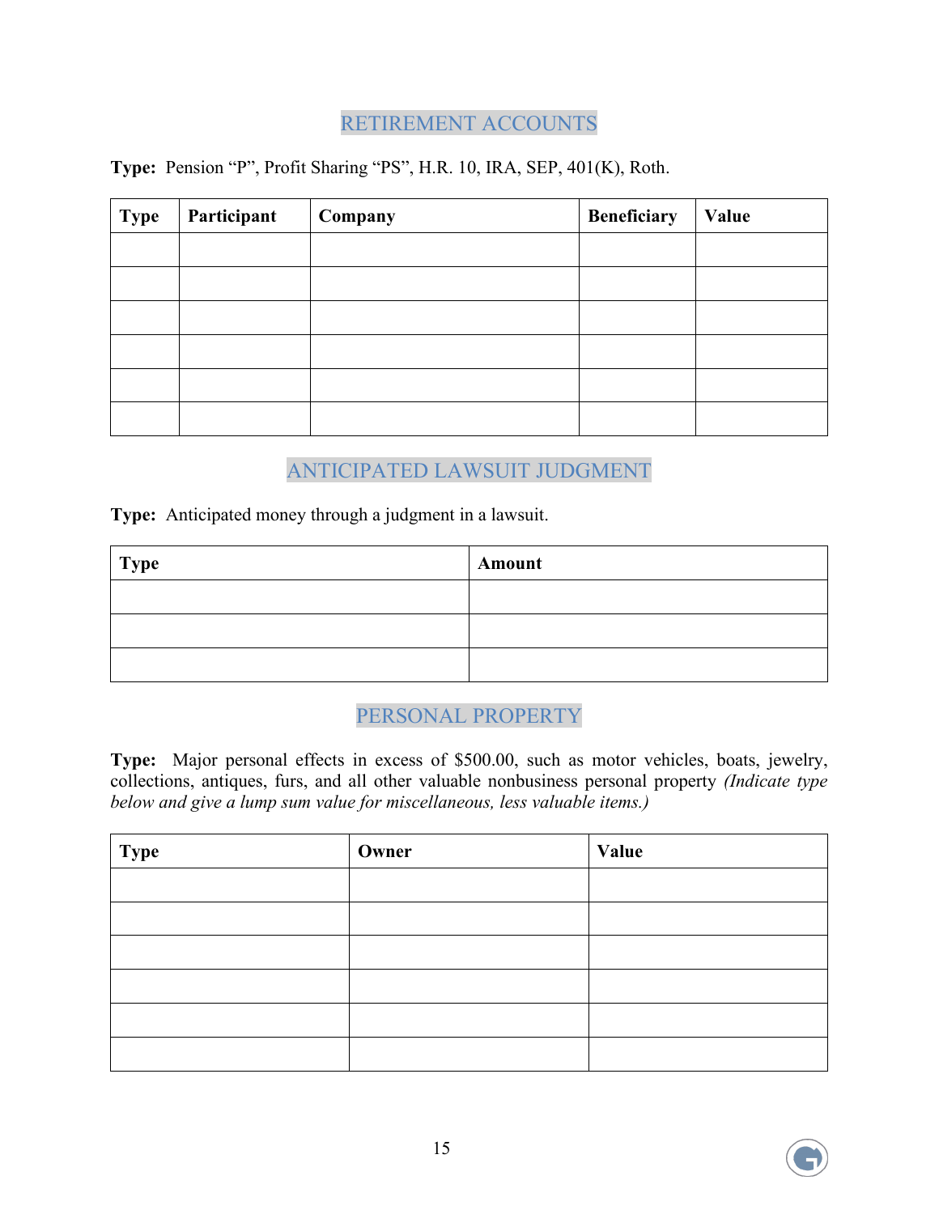## RETIREMENT ACCOUNTS

**Type:** Pension "P", Profit Sharing "PS", H.R. 10, IRA, SEP, 401(K), Roth.

| Type | Participant | Company | Beneficiary | Value |
|---|---|---|---|---|
| | | | | |
| | | | | |
| | | | | |
| | | | | |
| | | | | |
| | | | | |

## ANTICIPATED LAWSUIT JUDGMENT

**Type:** Anticipated money through a judgment in a lawsuit.

| Type | Amount |
|---|---|
| | |
| | |
| | |

## PERSONAL PROPERTY

**Type:** Major personal effects in excess of $500.00, such as motor vehicles, boats, jewelry, collections, antiques, furs, and all other valuable nonbusiness personal property *(Indicate type below and give a lump sum value for miscellaneous, less valuable items.)*

| Type | Owner | Value |
|---|---|---|
| | | |
| | | |
| | | |
| | | |
| | | |
| | | |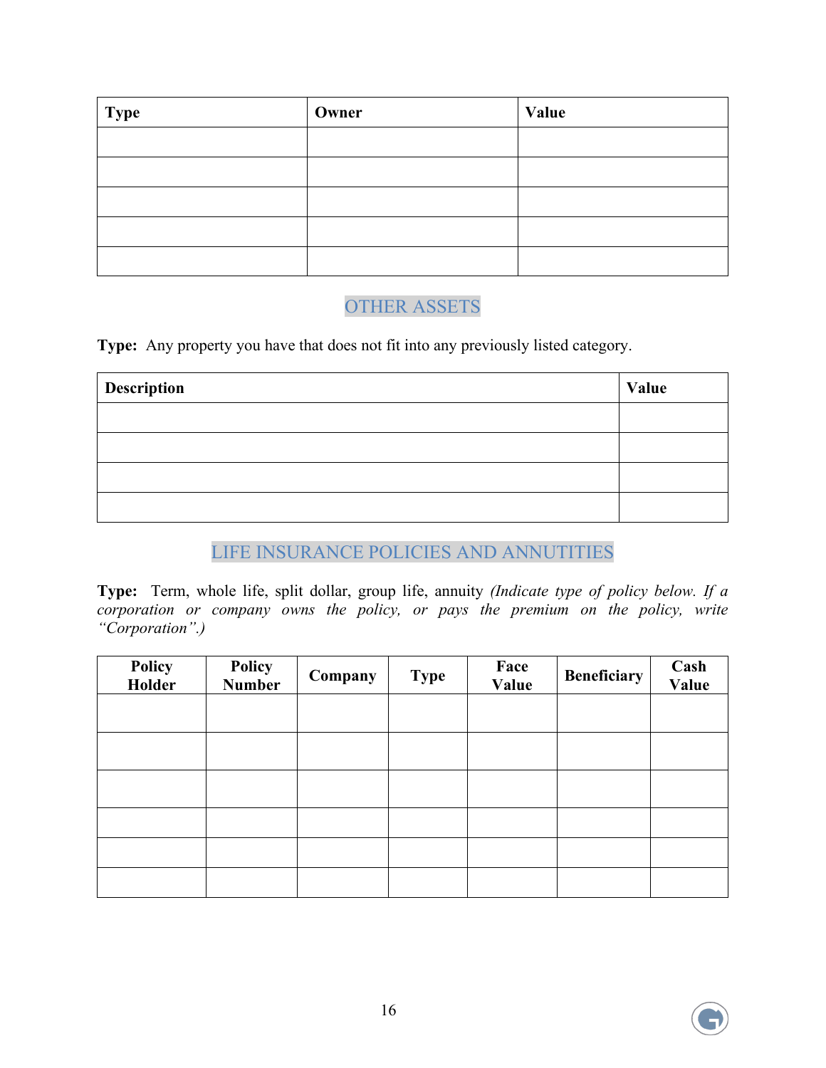| Type | Owner | Value |
| --- | --- | --- |
| | | |
| | | |
| | | |
| | | |
| | | |

## OTHER ASSETS

**Type:** Any property you have that does not fit into any previously listed category.

| Description | Value |
| --- | --- |
| | |
| | |
| | |
| | |

## LIFE INSURANCE POLICIES AND ANNUTITIES

**Type:** Term, whole life, split dollar, group life, annuity *(Indicate type of policy below. If a corporation or company owns the policy, or pays the premium on the policy, write "Corporation".)*

| Policy Holder | Policy Number | Company | Type | Face Value | Beneficiary | Cash Value |
| --- | --- | --- | --- | --- | --- | --- |
| | | | | | | |
| | | | | | | |
| | | | | | | |
| | | | | | | |
| | | | | | | |
| | | | | | | |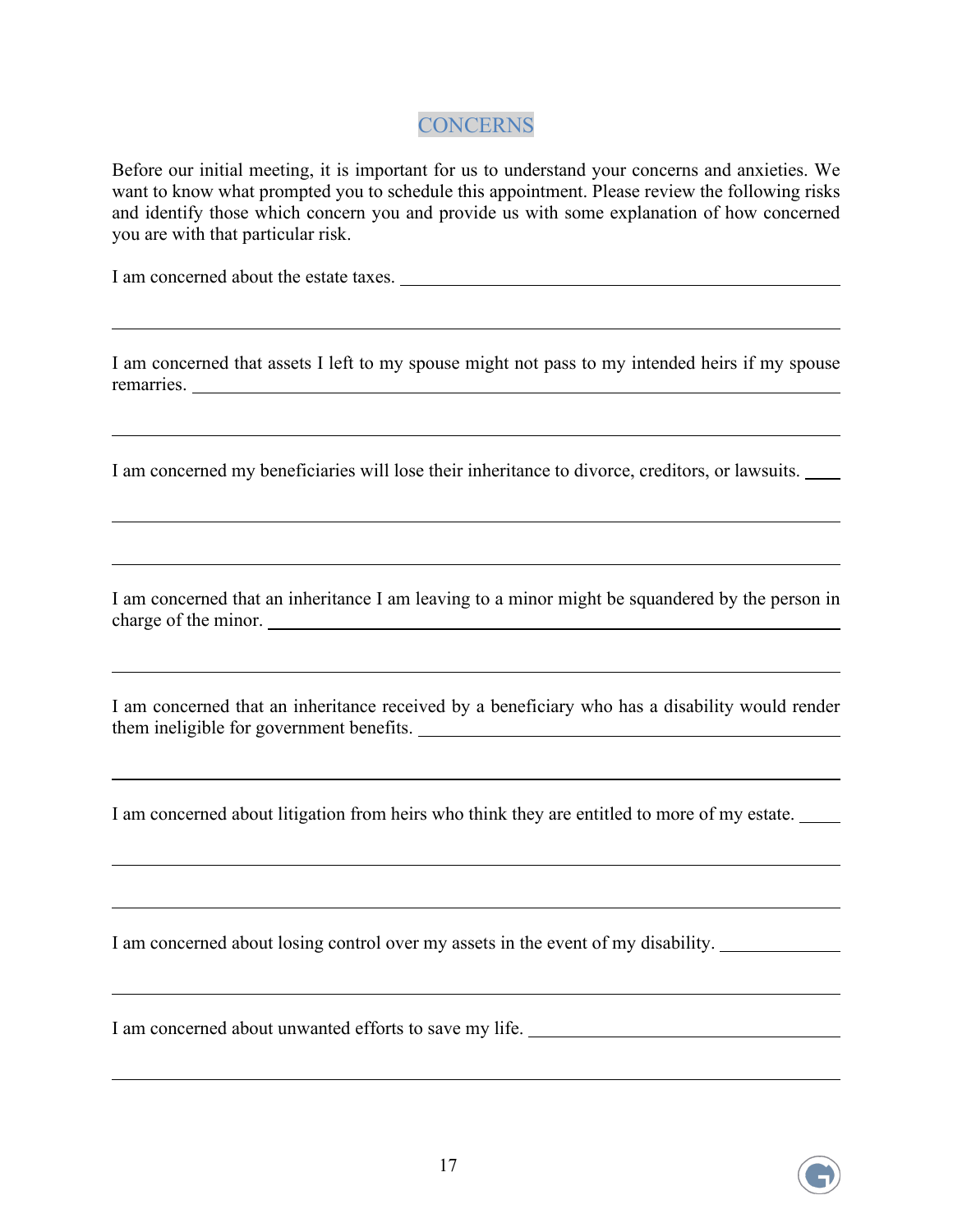## CONCERNS

Before our initial meeting, it is important for us to understand your concerns and anxieties. We want to know what prompted you to schedule this appointment. Please review the following risks and identify those which concern you and provide us with some explanation of how concerned you are with that particular risk.

I am concerned about the estate taxes. ______________________________________________

_____________________________________________________________________________

I am concerned that assets I left to my spouse might not pass to my intended heirs if my spouse remarries. ______________________________________________________________________

_____________________________________________________________________________

I am concerned my beneficiaries will lose their inheritance to divorce, creditors, or lawsuits. ____

_____________________________________________________________________________

_____________________________________________________________________________

I am concerned that an inheritance I am leaving to a minor might be squandered by the person in charge of the minor. ______________________________________________________________

_____________________________________________________________________________

I am concerned that an inheritance received by a beneficiary who has a disability would render them ineligible for government benefits. _____________________________________________

_____________________________________________________________________________

I am concerned about litigation from heirs who think they are entitled to more of my estate. _____

_____________________________________________________________________________

_____________________________________________________________________________

I am concerned about losing control over my assets in the event of my disability. _____________

_____________________________________________________________________________

I am concerned about unwanted efforts to save my life. __________________________________

_____________________________________________________________________________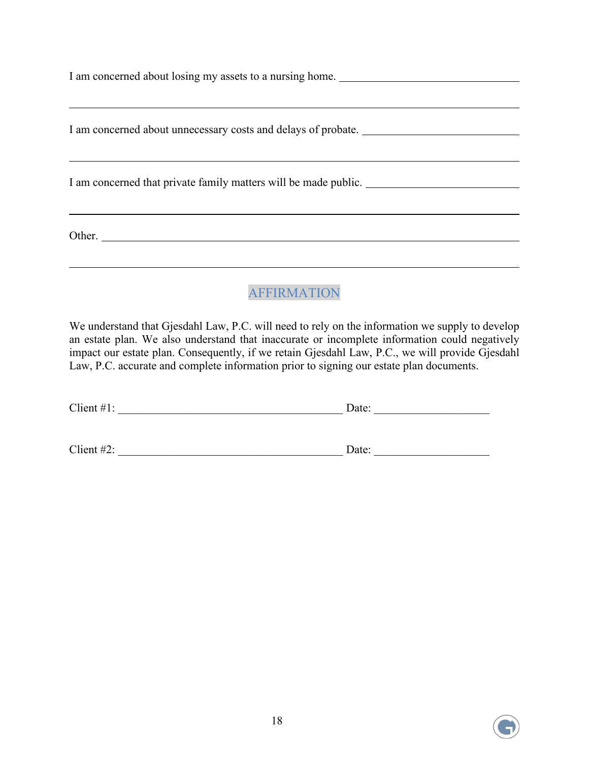I am concerned about losing my assets to a nursing home. ________________________________

________________________________________________________________________________

I am concerned about unnecessary costs and delays of probate. ____________________________

________________________________________________________________________________

I am concerned that private family matters will be made public. ___________________________

________________________________________________________________________________

Other. __________________________________________________________________________

________________________________________________________________________________

## AFFIRMATION

We understand that Gjesdahl Law, P.C. will need to rely on the information we supply to develop an estate plan. We also understand that inaccurate or incomplete information could negatively impact our estate plan. Consequently, if we retain Gjesdahl Law, P.C., we will provide Gjesdahl Law, P.C. accurate and complete information prior to signing our estate plan documents.

Client #1: ________________________________________ Date: ____________________

Client #2: ________________________________________ Date: ____________________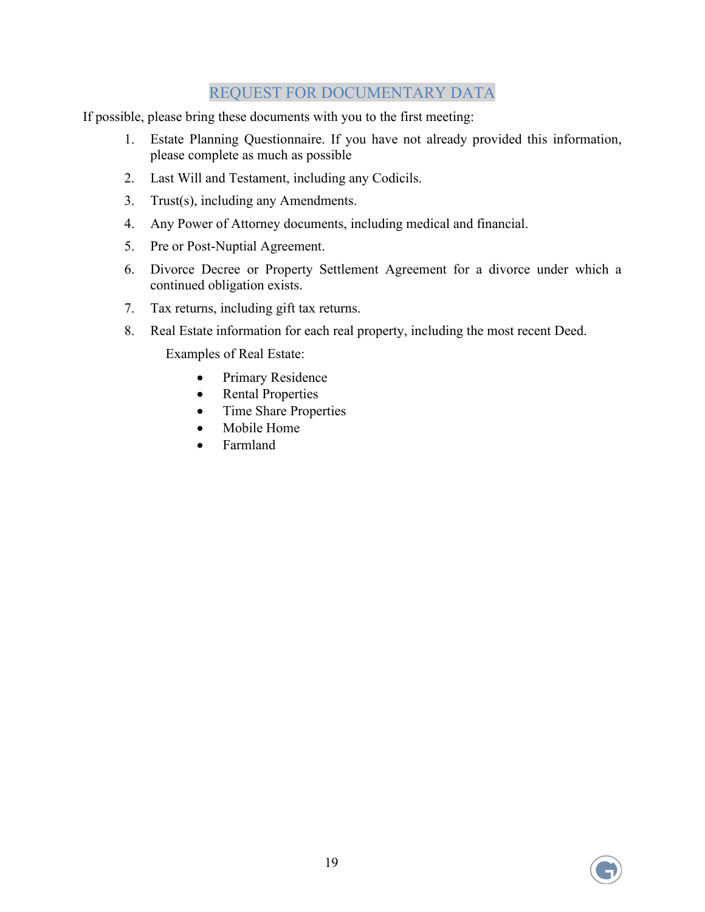## REQUEST FOR DOCUMENTARY DATA

If possible, please bring these documents with you to the first meeting:

1. Estate Planning Questionnaire. If you have not already provided this information, please complete as much as possible
2. Last Will and Testament, including any Codicils.
3. Trust(s), including any Amendments.
4. Any Power of Attorney documents, including medical and financial.
5. Pre or Post-Nuptial Agreement.
6. Divorce Decree or Property Settlement Agreement for a divorce under which a continued obligation exists.
7. Tax returns, including gift tax returns.
8. Real Estate information for each real property, including the most recent Deed.

   Examples of Real Estate:

   - Primary Residence
   - Rental Properties
   - Time Share Properties
   - Mobile Home
   - Farmland